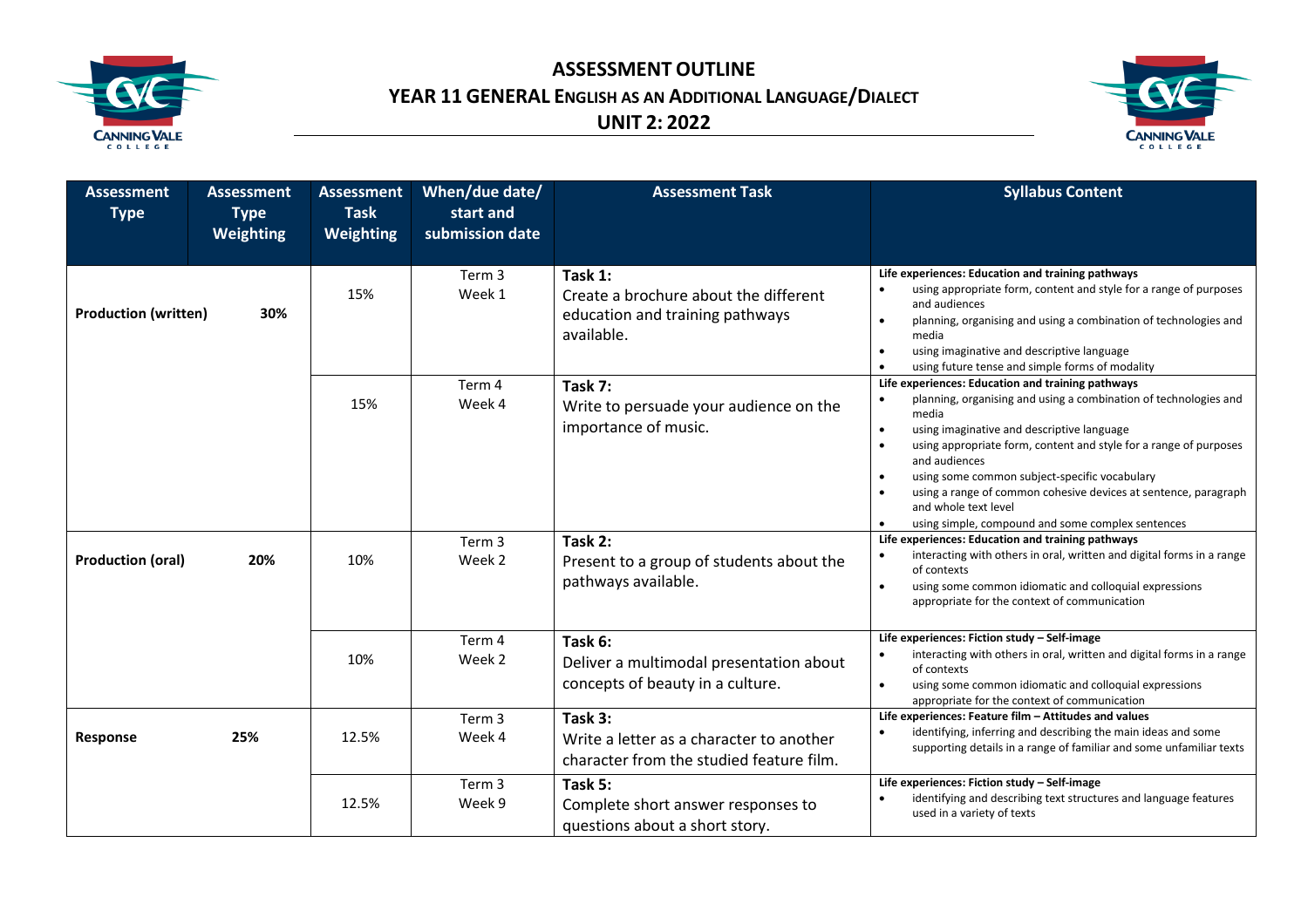# ASSESSMENT OUTLINE

## YEAR 11 GENERAL ENGLISH AS AN ADDITIONAL LANGUAGE/DIALECT

## UNIT 2: 2022

| Assessment Type | Assessment Type Weighting | Assessment Task Weighting | When/due date/ start and submission date | Assessment Task | Syllabus Content |
|---|---|---|---|---|---|
| Production (written) | 30% | 15% | Term 3 Week 1 | **Task 1:** Create a brochure about the different education and training pathways available. | **Life experiences: Education and training pathways**<br>• using appropriate form, content and style for a range of purposes and audiences<br>• planning, organising and using a combination of technologies and media<br>• using imaginative and descriptive language<br>• using future tense and simple forms of modality |
| | | 15% | Term 4 Week 4 | **Task 7:** Write to persuade your audience on the importance of music. | **Life experiences: Education and training pathways**<br>• planning, organising and using a combination of technologies and media<br>• using imaginative and descriptive language<br>• using appropriate form, content and style for a range of purposes and audiences<br>• using some common subject-specific vocabulary<br>• using a range of common cohesive devices at sentence, paragraph and whole text level<br>• using simple, compound and some complex sentences |
| Production (oral) | 20% | 10% | Term 3 Week 2 | **Task 2:** Present to a group of students about the pathways available. | **Life experiences: Education and training pathways**<br>• interacting with others in oral, written and digital forms in a range of contexts<br>• using some common idiomatic and colloquial expressions appropriate for the context of communication |
| | | 10% | Term 4 Week 2 | **Task 6:** Deliver a multimodal presentation about concepts of beauty in a culture. | **Life experiences: Fiction study – Self-image**<br>• interacting with others in oral, written and digital forms in a range of contexts<br>• using some common idiomatic and colloquial expressions appropriate for the context of communication |
| Response | 25% | 12.5% | Term 3 Week 4 | **Task 3:** Write a letter as a character to another character from the studied feature film. | **Life experiences: Feature film – Attitudes and values**<br>• identifying, inferring and describing the main ideas and some supporting details in a range of familiar and some unfamiliar texts |
| | | 12.5% | Term 3 Week 9 | **Task 5:** Complete short answer responses to questions about a short story. | **Life experiences: Fiction study – Self-image**<br>• identifying and describing text structures and language features used in a variety of texts |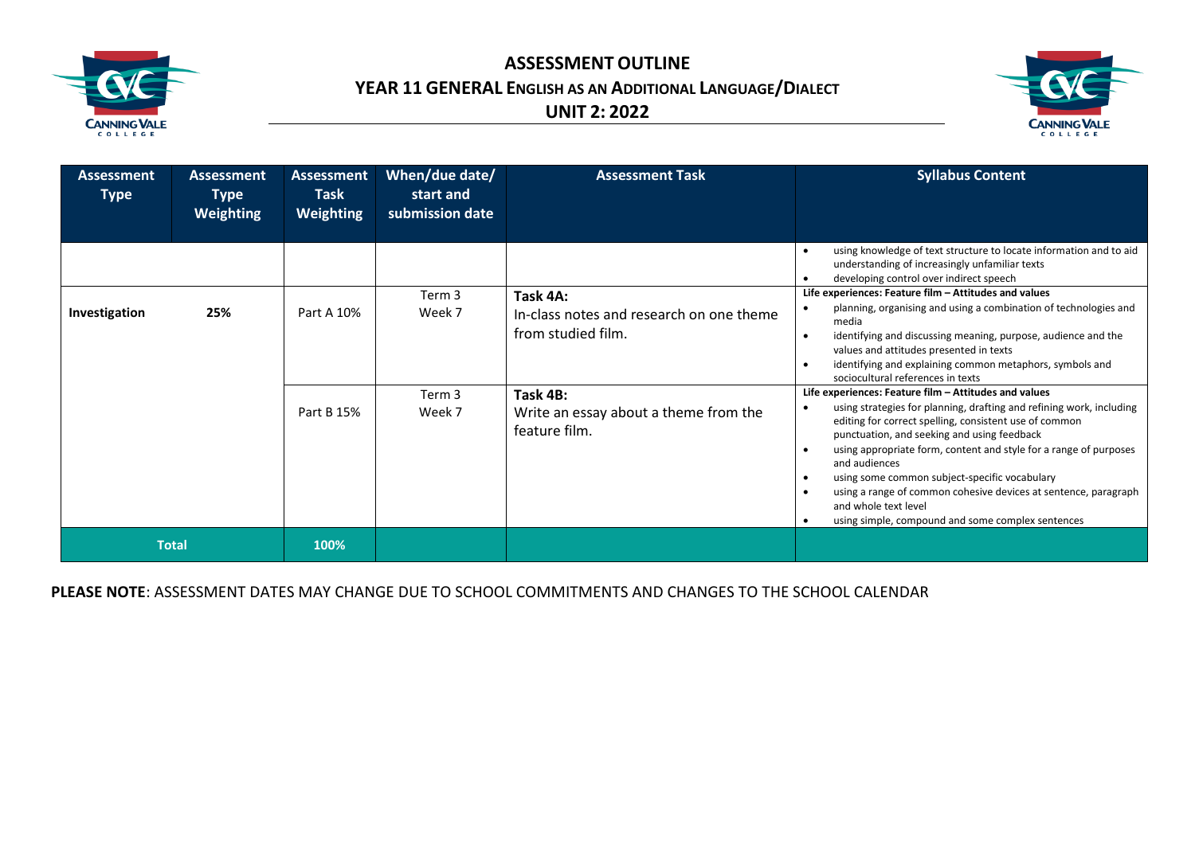# ASSESSMENT OUTLINE

## YEAR 11 GENERAL ENGLISH AS AN ADDITIONAL LANGUAGE/DIALECT

## UNIT 2: 2022

| Assessment Type | Assessment Type Weighting | Assessment Task Weighting | When/due date/ start and submission date | Assessment Task | Syllabus Content |
|---|---|---|---|---|---|
| | | | | | • using knowledge of text structure to locate information and to aid understanding of increasingly unfamiliar texts<br>• developing control over indirect speech |
| **Investigation** | **25%** | Part A 10% | Term 3 Week 7 | **Task 4A:** In-class notes and research on one theme from studied film. | **Life experiences: Feature film – Attitudes and values**<br>• planning, organising and using a combination of technologies and media<br>• identifying and discussing meaning, purpose, audience and the values and attitudes presented in texts<br>• identifying and explaining common metaphors, symbols and sociocultural references in texts |
| | | Part B 15% | Term 3 Week 7 | **Task 4B:** Write an essay about a theme from the feature film. | **Life experiences: Feature film – Attitudes and values**<br>• using strategies for planning, drafting and refining work, including editing for correct spelling, consistent use of common punctuation, and seeking and using feedback<br>• using appropriate form, content and style for a range of purposes and audiences<br>• using some common subject-specific vocabulary<br>• using a range of common cohesive devices at sentence, paragraph and whole text level<br>• using simple, compound and some complex sentences |
| **Total** | | **100%** | | | |

**PLEASE NOTE**: ASSESSMENT DATES MAY CHANGE DUE TO SCHOOL COMMITMENTS AND CHANGES TO THE SCHOOL CALENDAR